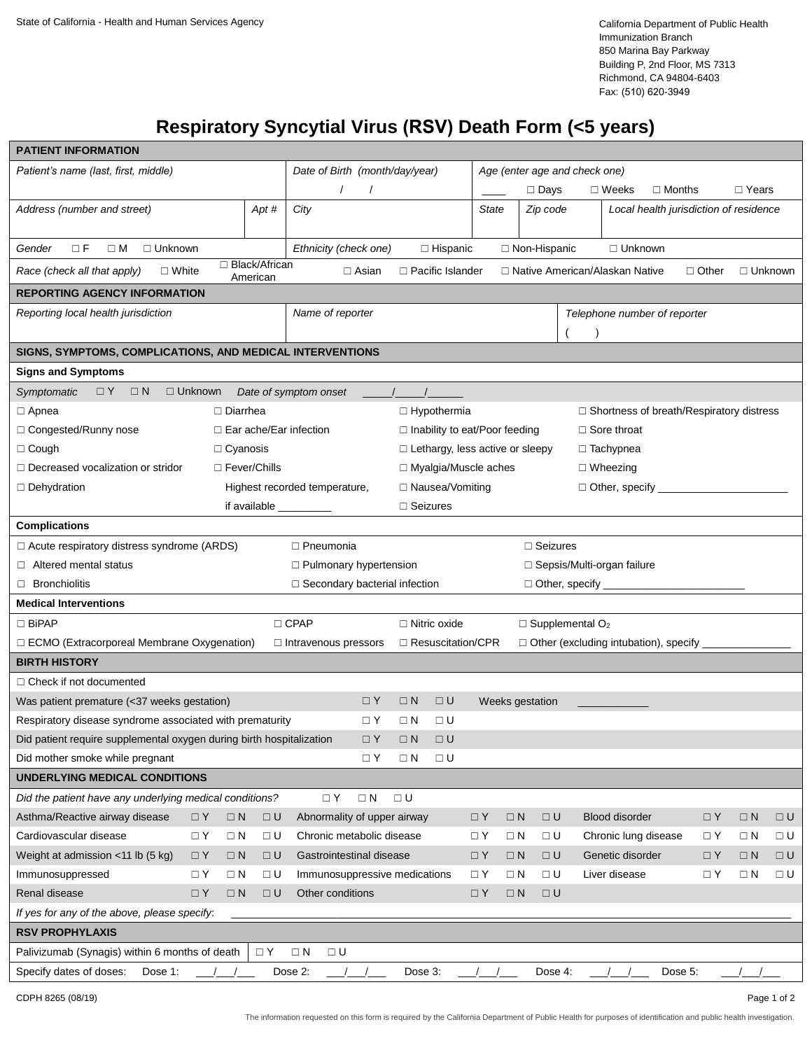State of California - Health and Human Services Agency

California Department of Public Health
Immunization Branch
850 Marina Bay Parkway
Building P, 2nd Floor, MS 7313
Richmond, CA 94804-6403
Fax: (510) 620-3949

# Respiratory Syncytial Virus (RSV) Death Form (<5 years)

## PATIENT INFORMATION

| *Patient's name (last, first, middle)* | | *Date of Birth (month/day/year)* / / | *Age (enter age and check one)* ____ □ Days □ Weeks □ Months □ Years | | |
|---|---|---|---|---|---|
| *Address (number and street)* | *Apt #* | *City* | *State* | *Zip code* | *Local health jurisdiction of residence* |

*Gender* □ F □ M □ Unknown

*Ethnicity (check one)* □ Hispanic □ Non-Hispanic □ Unknown

*Race (check all that apply)* □ White □ Black/African American □ Asian □ Pacific Islander □ Native American/Alaskan Native □ Other □ Unknown

## REPORTING AGENCY INFORMATION

| *Reporting local health jurisdiction* | *Name of reporter* | *Telephone number of reporter* ( ) |
|---|---|---|

## SIGNS, SYMPTOMS, COMPLICATIONS, AND MEDICAL INTERVENTIONS

### Signs and Symptoms

*Symptomatic* □ Y □ N □ Unknown *Date of symptom onset* _____/_____/______

| | | | |
|---|---|---|---|
| □ Apnea | □ Diarrhea | □ Hypothermia | □ Shortness of breath/Respiratory distress |
| □ Congested/Runny nose | □ Ear ache/Ear infection | □ Inability to eat/Poor feeding | □ Sore throat |
| □ Cough | □ Cyanosis | □ Lethargy, less active or sleepy | □ Tachypnea |
| □ Decreased vocalization or stridor | □ Fever/Chills | □ Myalgia/Muscle aches | □ Wheezing |
| □ Dehydration | Highest recorded temperature, if available _________ | □ Nausea/Vomiting | □ Other, specify ______________________ |
| | | □ Seizures | |

### Complications

| | | |
|---|---|---|
| □ Acute respiratory distress syndrome (ARDS) | □ Pneumonia | □ Seizures |
| □ Altered mental status | □ Pulmonary hypertension | □ Sepsis/Multi-organ failure |
| □ Bronchiolitis | □ Secondary bacterial infection | □ Other, specify ________________________ |

### Medical Interventions

| | | | |
|---|---|---|---|
| □ BiPAP | □ CPAP | □ Nitric oxide | □ Supplemental $O_2$ |
| □ ECMO (Extracorporeal Membrane Oxygenation) | □ Intravenous pressors | □ Resuscitation/CPR | □ Other (excluding intubation), specify _______________ |

## BIRTH HISTORY

□ Check if not documented

| | | | | |
|---|---|---|---|---|
| Was patient premature (<37 weeks gestation) | □ Y | □ N | □ U | Weeks gestation ____________ |
| Respiratory disease syndrome associated with prematurity | □ Y | □ N | □ U | |
| Did patient require supplemental oxygen during birth hospitalization | □ Y | □ N | □ U | |
| Did mother smoke while pregnant | □ Y | □ N | □ U | |

## UNDERLYING MEDICAL CONDITIONS

*Did the patient have any underlying medical conditions?* □ Y □ N □ U

| | | | | | | | | | | | |
|---|---|---|---|---|---|---|---|---|---|---|---|
| Asthma/Reactive airway disease | □ Y | □ N | □ U | Abnormality of upper airway | □ Y | □ N | □ U | Blood disorder | □ Y | □ N | □ U |
| Cardiovascular disease | □ Y | □ N | □ U | Chronic metabolic disease | □ Y | □ N | □ U | Chronic lung disease | □ Y | □ N | □ U |
| Weight at admission <11 lb (5 kg) | □ Y | □ N | □ U | Gastrointestinal disease | □ Y | □ N | □ U | Genetic disorder | □ Y | □ N | □ U |
| Immunosuppressed | □ Y | □ N | □ U | Immunosuppressive medications | □ Y | □ N | □ U | Liver disease | □ Y | □ N | □ U |
| Renal disease | □ Y | □ N | □ U | Other conditions | □ Y | □ N | □ U | | | | |

*If yes for any of the above, please specify*: ____________________________________________

## RSV PROPHYLAXIS

Palivizumab (Synagis) within 6 months of death □ Y □ N □ U

Specify dates of doses: Dose 1: ___/___/___ Dose 2: ___/___/___ Dose 3: ___/___/___ Dose 4: ___/___/___ Dose 5: ___/___/___

CDPH 8265 (08/19)

The information requested on this form is required by the California Department of Public Health for purposes of identification and public health investigation.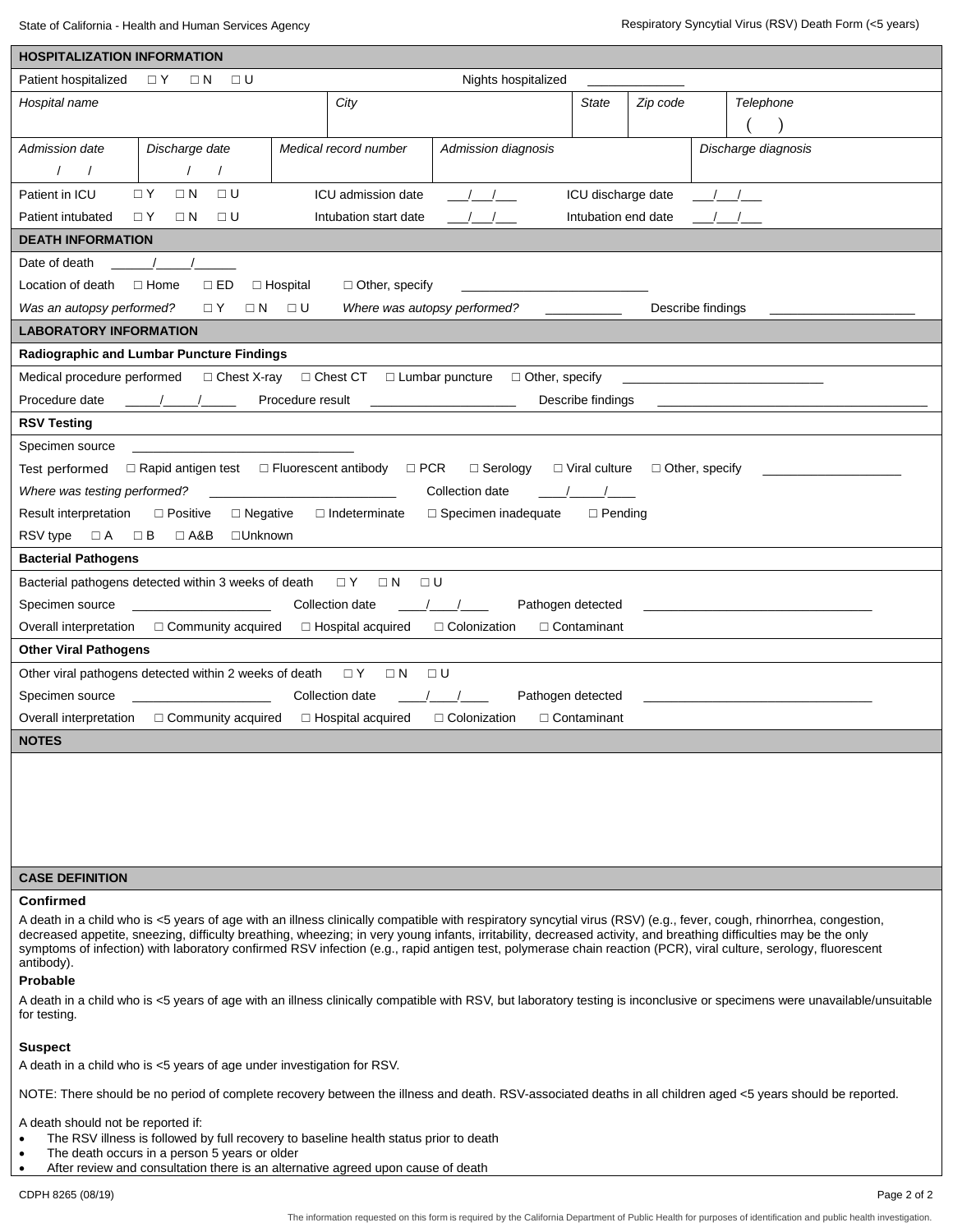## HOSPITALIZATION INFORMATION

Patient hospitalized ☐ Y ☐ N ☐ U Nights hospitalized \_\_\_\_\_\_\_\_\_\_\_\_

| *Hospital name* | *City* | *State* | *Zip code* | *Telephone* |
|---|---|---|---|---|
| | | | | ( ) |

| *Admission date* | *Discharge date* | *Medical record number* | *Admission diagnosis* | *Discharge diagnosis* |
|---|---|---|---|---|
| / / | / / | | | |

Patient in ICU ☐ Y ☐ N ☐ U ICU admission date \_\_\_/\_\_\_/\_\_\_ ICU discharge date \_\_\_/\_\_\_/\_\_\_

Patient intubated ☐ Y ☐ N ☐ U Intubation start date \_\_\_/\_\_\_/\_\_\_ Intubation end date \_\_\_/\_\_\_/\_\_\_

## DEATH INFORMATION

Date of death \_\_\_\_\_\_/\_\_\_\_\_/\_\_\_\_\_\_

Location of death ☐ Home ☐ ED ☐ Hospital ☐ Other, specify \_\_\_\_\_\_\_\_\_\_\_\_\_\_\_\_\_\_\_\_\_\_\_\_

*Was an autopsy performed?* ☐ Y ☐ N ☐ U *Where was autopsy performed?* \_\_\_\_\_\_\_\_\_\_ Describe findings \_\_\_\_\_\_\_\_\_\_\_\_\_\_\_\_\_\_\_\_

## LABORATORY INFORMATION

### Radiographic and Lumbar Puncture Findings

Medical procedure performed ☐ Chest X-ray ☐ Chest CT ☐ Lumbar puncture ☐ Other, specify \_\_\_\_\_\_\_\_\_\_\_\_\_\_\_\_\_\_\_\_\_\_\_\_

Procedure date \_\_\_\_\_/\_\_\_\_\_/\_\_\_\_\_ Procedure result \_\_\_\_\_\_\_\_\_\_\_\_\_\_\_\_\_\_\_\_ Describe findings \_\_\_\_\_\_\_\_\_\_\_\_\_\_\_\_\_\_\_\_\_\_\_\_\_\_\_\_\_\_\_\_\_\_\_\_\_\_

### RSV Testing

Specimen source \_\_\_\_\_\_\_\_\_\_\_\_\_\_\_\_\_\_\_\_\_\_\_\_\_\_\_\_\_

Test performed ☐ Rapid antigen test ☐ Fluorescent antibody ☐ PCR ☐ Serology ☐ Viral culture ☐ Other, specify \_\_\_\_\_\_\_\_\_\_\_\_\_\_\_\_\_\_\_

*Where was testing performed?* \_\_\_\_\_\_\_\_\_\_\_\_\_\_\_\_\_\_\_\_\_\_\_\_\_ Collection date \_\_\_\_/\_\_\_\_\_/\_\_\_\_

Result interpretation ☐ Positive ☐ Negative ☐ Indeterminate ☐ Specimen inadequate ☐ Pending

RSV type ☐ A ☐ B ☐ A&B ☐Unknown

### Bacterial Pathogens

Bacterial pathogens detected within 3 weeks of death ☐ Y ☐ N ☐ U

Specimen source \_\_\_\_\_\_\_\_\_\_\_\_\_\_\_\_\_\_\_ Collection date \_\_\_\_/\_\_\_\_/\_\_\_\_ Pathogen detected \_\_\_\_\_\_\_\_\_\_\_\_\_\_\_\_\_\_\_\_\_\_\_\_\_\_\_\_\_\_

Overall interpretation ☐ Community acquired ☐ Hospital acquired ☐ Colonization ☐ Contaminant

### Other Viral Pathogens

Other viral pathogens detected within 2 weeks of death ☐ Y ☐ N ☐ U

Specimen source \_\_\_\_\_\_\_\_\_\_\_\_\_\_\_\_\_\_\_ Collection date \_\_\_\_/\_\_\_\_/\_\_\_\_ Pathogen detected \_\_\_\_\_\_\_\_\_\_\_\_\_\_\_\_\_\_\_\_\_\_\_\_\_\_\_\_\_\_

Overall interpretation ☐ Community acquired ☐ Hospital acquired ☐ Colonization ☐ Contaminant

## NOTES

## CASE DEFINITION

**Confirmed**

A death in a child who is <5 years of age with an illness clinically compatible with respiratory syncytial virus (RSV) (e.g., fever, cough, rhinorrhea, congestion, decreased appetite, sneezing, difficulty breathing, wheezing; in very young infants, irritability, decreased activity, and breathing difficulties may be the only symptoms of infection) with laboratory confirmed RSV infection (e.g., rapid antigen test, polymerase chain reaction (PCR), viral culture, serology, fluorescent antibody).

**Probable**

A death in a child who is <5 years of age with an illness clinically compatible with RSV, but laboratory testing is inconclusive or specimens were unavailable/unsuitable for testing.

**Suspect**

A death in a child who is <5 years of age under investigation for RSV.

NOTE: There should be no period of complete recovery between the illness and death. RSV-associated deaths in all children aged <5 years should be reported.

A death should not be reported if:

- The RSV illness is followed by full recovery to baseline health status prior to death
- The death occurs in a person 5 years or older
- After review and consultation there is an alternative agreed upon cause of death

CDPH 8265 (08/19)

The information requested on this form is required by the California Department of Public Health for purposes of identification and public health investigation.